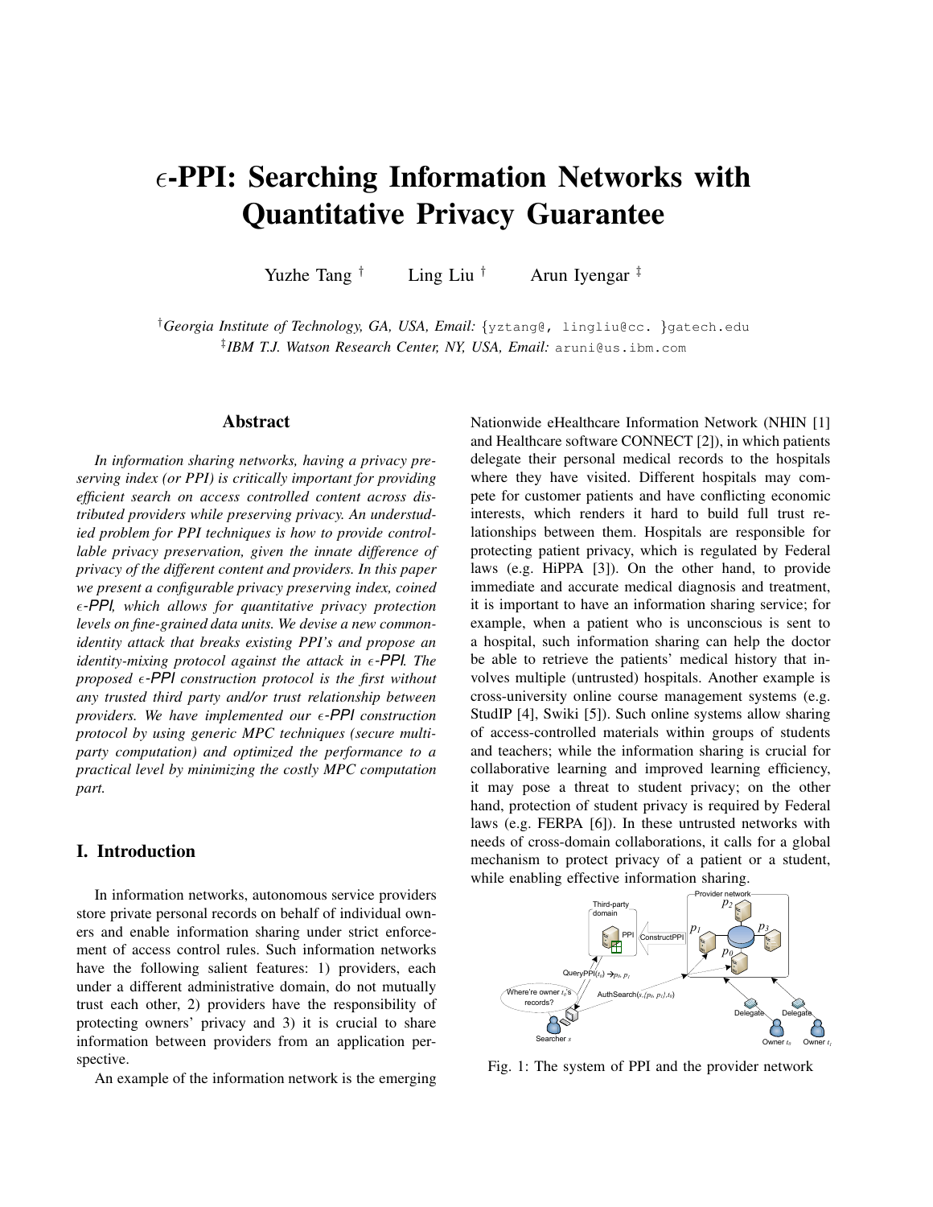# $\epsilon$-PPI: Searching Information Networks with Quantitative Privacy Guarantee

Yuzhe Tang † Ling Liu † Arun Iyengar ‡

†*Georgia Institute of Technology, GA, USA, Email:* {yztang@, lingliu@cc. }gatech.edu
‡*IBM T.J. Watson Research Center, NY, USA, Email:* aruni@us.ibm.com

## Abstract

*In information sharing networks, having a privacy preserving index (or PPI) is critically important for providing efficient search on access controlled content across distributed providers while preserving privacy. An understudied problem for PPI techniques is how to provide controllable privacy preservation, given the innate difference of privacy of the different content and providers. In this paper we present a configurable privacy preserving index, coined $\epsilon$-PPI, which allows for quantitative privacy protection levels on fine-grained data units. We devise a new common-identity attack that breaks existing PPI's and propose an identity-mixing protocol against the attack in $\epsilon$-PPI. The proposed $\epsilon$-PPI construction protocol is the first without any trusted third party and/or trust relationship between providers. We have implemented our $\epsilon$-PPI construction protocol by using generic MPC techniques (secure multi-party computation) and optimized the performance to a practical level by minimizing the costly MPC computation part.*

## I. Introduction

In information networks, autonomous service providers store private personal records on behalf of individual owners and enable information sharing under strict enforcement of access control rules. Such information networks have the following salient features: 1) providers, each under a different administrative domain, do not mutually trust each other, 2) providers have the responsibility of protecting owners' privacy and 3) it is crucial to share information between providers from an application perspective.

An example of the information network is the emerging Nationwide eHealthcare Information Network (NHIN [1] and Healthcare software CONNECT [2]), in which patients delegate their personal medical records to the hospitals where they have visited. Different hospitals may compete for customer patients and have conflicting economic interests, which renders it hard to build full trust relationships between them. Hospitals are responsible for protecting patient privacy, which is regulated by Federal laws (e.g. HiPPA [3]). On the other hand, to provide immediate and accurate medical diagnosis and treatment, it is important to have an information sharing service; for example, when a patient who is unconscious is sent to a hospital, such information sharing can help the doctor be able to retrieve the patients' medical history that involves multiple (untrusted) hospitals. Another example is cross-university online course management systems (e.g. StudIP [4], Swiki [5]). Such online systems allow sharing of access-controlled materials within groups of students and teachers; while the information sharing is crucial for collaborative learning and improved learning efficiency, it may pose a threat to student privacy; on the other hand, protection of student privacy is required by Federal laws (e.g. FERPA [6]). In these untrusted networks with needs of cross-domain collaborations, it calls for a global mechanism to protect privacy of a patient or a student, while enabling effective information sharing.

Fig. 1: The system of PPI and the provider network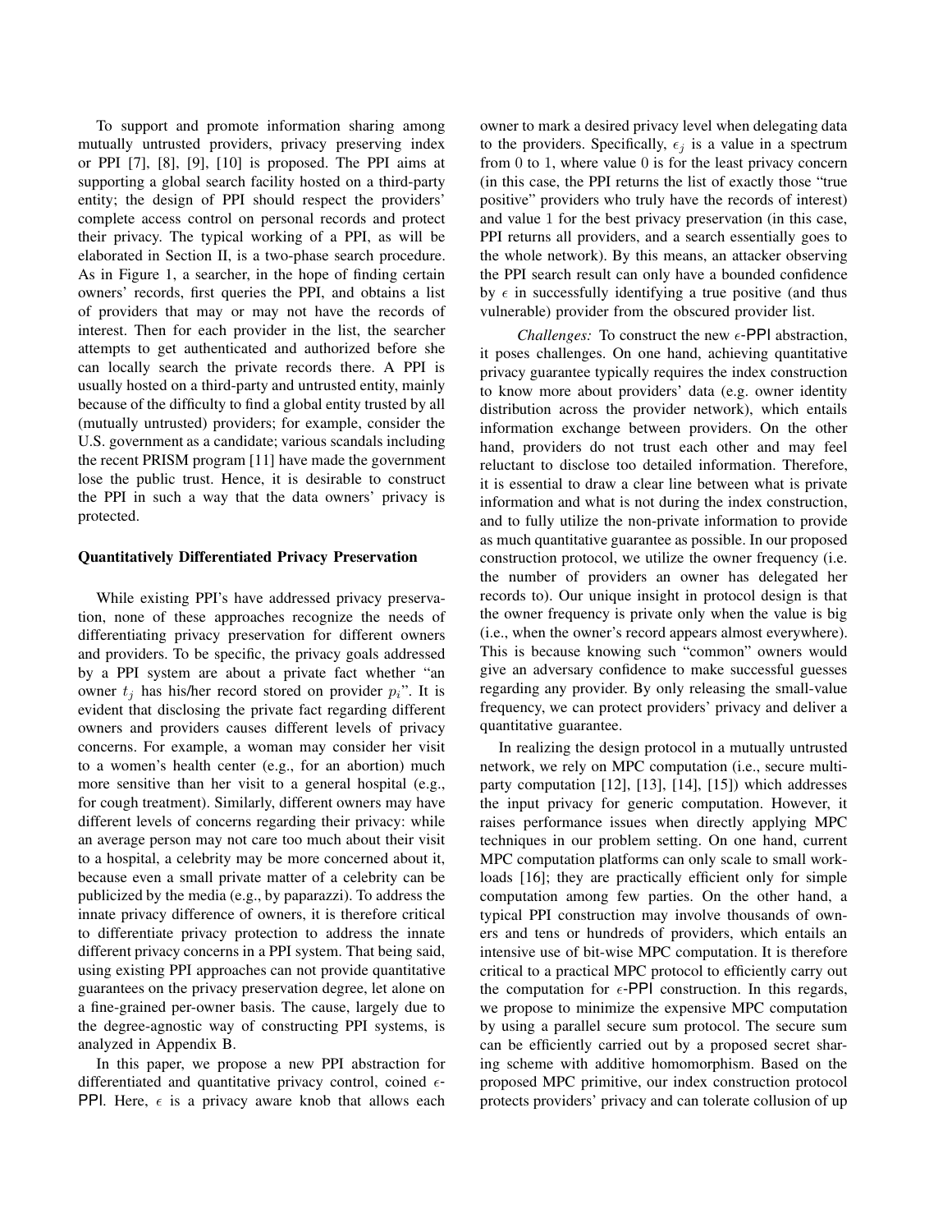To support and promote information sharing among mutually untrusted providers, privacy preserving index or PPI [7], [8], [9], [10] is proposed. The PPI aims at supporting a global search facility hosted on a third-party entity; the design of PPI should respect the providers' complete access control on personal records and protect their privacy. The typical working of a PPI, as will be elaborated in Section II, is a two-phase search procedure. As in Figure 1, a searcher, in the hope of finding certain owners' records, first queries the PPI, and obtains a list of providers that may or may not have the records of interest. Then for each provider in the list, the searcher attempts to get authenticated and authorized before she can locally search the private records there. A PPI is usually hosted on a third-party and untrusted entity, mainly because of the difficulty to find a global entity trusted by all (mutually untrusted) providers; for example, consider the U.S. government as a candidate; various scandals including the recent PRISM program [11] have made the government lose the public trust. Hence, it is desirable to construct the PPI in such a way that the data owners' privacy is protected.

**Quantitatively Differentiated Privacy Preservation**

While existing PPI's have addressed privacy preservation, none of these approaches recognize the needs of differentiating privacy preservation for different owners and providers. To be specific, the privacy goals addressed by a PPI system are about a private fact whether "an owner $t_j$ has his/her record stored on provider $p_i$". It is evident that disclosing the private fact regarding different owners and providers causes different levels of privacy concerns. For example, a woman may consider her visit to a women's health center (e.g., for an abortion) much more sensitive than her visit to a general hospital (e.g., for cough treatment). Similarly, different owners may have different levels of concerns regarding their privacy: while an average person may not care too much about their visit to a hospital, a celebrity may be more concerned about it, because even a small private matter of a celebrity can be publicized by the media (e.g., by paparazzi). To address the innate privacy difference of owners, it is therefore critical to differentiate privacy protection to address the innate different privacy concerns in a PPI system. That being said, using existing PPI approaches can not provide quantitative guarantees on the privacy preservation degree, let alone on a fine-grained per-owner basis. The cause, largely due to the degree-agnostic way of constructing PPI systems, is analyzed in Appendix B.

In this paper, we propose a new PPI abstraction for differentiated and quantitative privacy control, coined $\epsilon$-PPI. Here, $\epsilon$ is a privacy aware knob that allows each owner to mark a desired privacy level when delegating data to the providers. Specifically, $\epsilon_j$ is a value in a spectrum from 0 to 1, where value 0 is for the least privacy concern (in this case, the PPI returns the list of exactly those "true positive" providers who truly have the records of interest) and value 1 for the best privacy preservation (in this case, PPI returns all providers, and a search essentially goes to the whole network). By this means, an attacker observing the PPI search result can only have a bounded confidence by $\epsilon$ in successfully identifying a true positive (and thus vulnerable) provider from the obscured provider list.

*Challenges:* To construct the new $\epsilon$-PPI abstraction, it poses challenges. On one hand, achieving quantitative privacy guarantee typically requires the index construction to know more about providers' data (e.g. owner identity distribution across the provider network), which entails information exchange between providers. On the other hand, providers do not trust each other and may feel reluctant to disclose too detailed information. Therefore, it is essential to draw a clear line between what is private information and what is not during the index construction, and to fully utilize the non-private information to provide as much quantitative guarantee as possible. In our proposed construction protocol, we utilize the owner frequency (i.e. the number of providers an owner has delegated her records to). Our unique insight in protocol design is that the owner frequency is private only when the value is big (i.e., when the owner's record appears almost everywhere). This is because knowing such "common" owners would give an adversary confidence to make successful guesses regarding any provider. By only releasing the small-value frequency, we can protect providers' privacy and deliver a quantitative guarantee.

In realizing the design protocol in a mutually untrusted network, we rely on MPC computation (i.e., secure multi-party computation [12], [13], [14], [15]) which addresses the input privacy for generic computation. However, it raises performance issues when directly applying MPC techniques in our problem setting. On one hand, current MPC computation platforms can only scale to small workloads [16]; they are practically efficient only for simple computation among few parties. On the other hand, a typical PPI construction may involve thousands of owners and tens or hundreds of providers, which entails an intensive use of bit-wise MPC computation. It is therefore critical to a practical MPC protocol to efficiently carry out the computation for $\epsilon$-PPI construction. In this regards, we propose to minimize the expensive MPC computation by using a parallel secure sum protocol. The secure sum can be efficiently carried out by a proposed secret sharing scheme with additive homomorphism. Based on the proposed MPC primitive, our index construction protocol protects providers' privacy and can tolerate collusion of up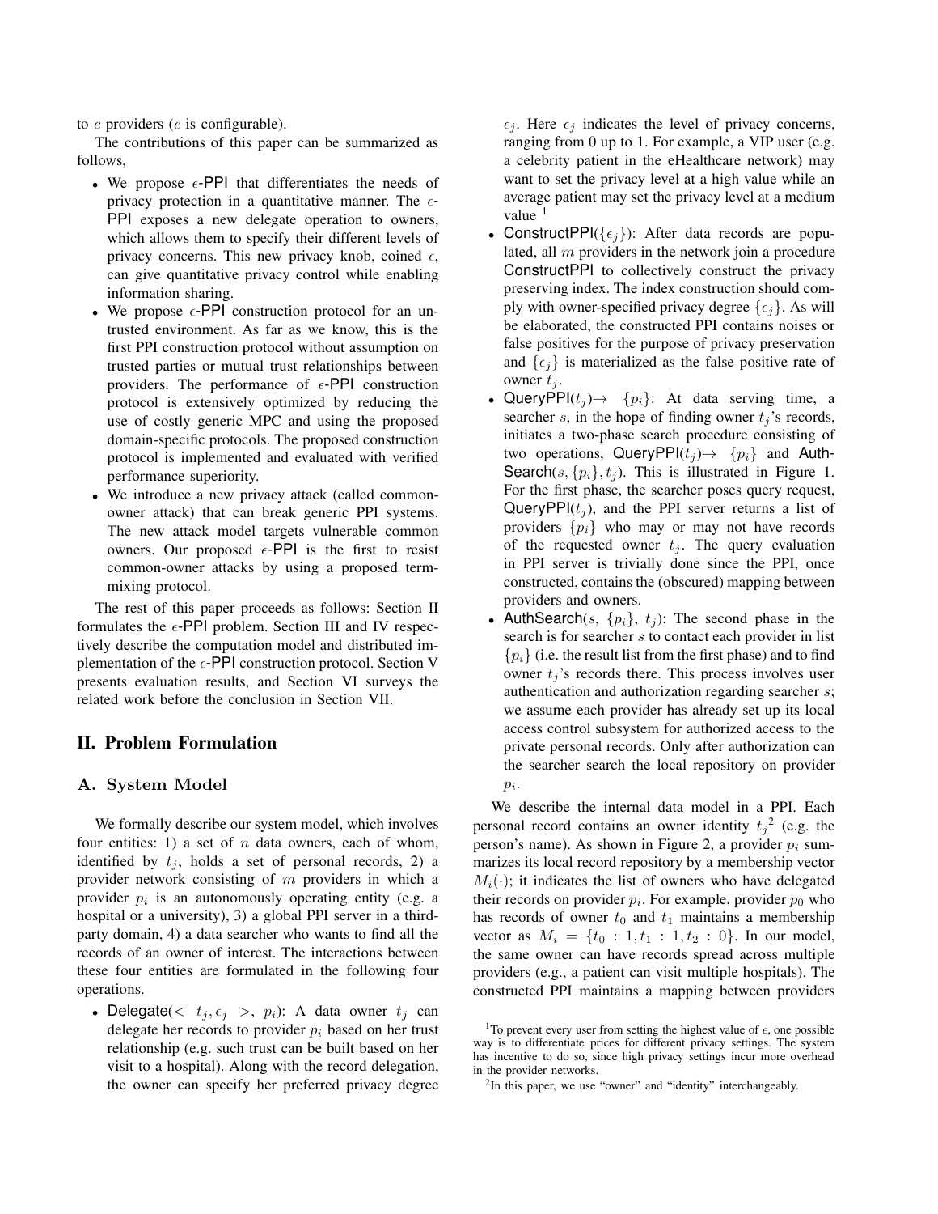to $c$ providers ($c$ is configurable).

The contributions of this paper can be summarized as follows,

- We propose $\epsilon$-PPI that differentiates the needs of privacy protection in a quantitative manner. The $\epsilon$-PPI exposes a new delegate operation to owners, which allows them to specify their different levels of privacy concerns. This new privacy knob, coined $\epsilon$, can give quantitative privacy control while enabling information sharing.
- We propose $\epsilon$-PPI construction protocol for an untrusted environment. As far as we know, this is the first PPI construction protocol without assumption on trusted parties or mutual trust relationships between providers. The performance of $\epsilon$-PPI construction protocol is extensively optimized by reducing the use of costly generic MPC and using the proposed domain-specific protocols. The proposed construction protocol is implemented and evaluated with verified performance superiority.
- We introduce a new privacy attack (called common-owner attack) that can break generic PPI systems. The new attack model targets vulnerable common owners. Our proposed $\epsilon$-PPI is the first to resist common-owner attacks by using a proposed term-mixing protocol.

The rest of this paper proceeds as follows: Section II formulates the $\epsilon$-PPI problem. Section III and IV respectively describe the computation model and distributed implementation of the $\epsilon$-PPI construction protocol. Section V presents evaluation results, and Section VI surveys the related work before the conclusion in Section VII.

## II. Problem Formulation

### A. System Model

We formally describe our system model, which involves four entities: 1) a set of $n$ data owners, each of whom, identified by $t_j$, holds a set of personal records, 2) a provider network consisting of $m$ providers in which a provider $p_i$ is an autonomously operating entity (e.g. a hospital or a university), 3) a global PPI server in a third-party domain, 4) a data searcher who wants to find all the records of an owner of interest. The interactions between these four entities are formulated in the following four operations.

- Delegate($< t_j, \epsilon_j >$, $p_i$): A data owner $t_j$ can delegate her records to provider $p_i$ based on her trust relationship (e.g. such trust can be built based on her visit to a hospital). Along with the record delegation, the owner can specify her preferred privacy degree $\epsilon_j$. Here $\epsilon_j$ indicates the level of privacy concerns, ranging from 0 up to 1. For example, a VIP user (e.g. a celebrity patient in the eHealthcare network) may want to set the privacy level at a high value while an average patient may set the privacy level at a medium value [1]
- ConstructPPI($\{\epsilon_j\}$): After data records are populated, all $m$ providers in the network join a procedure ConstructPPI to collectively construct the privacy preserving index. The index construction should comply with owner-specified privacy degree $\{\epsilon_j\}$. As will be elaborated, the constructed PPI contains noises or false positives for the purpose of privacy preservation and $\{\epsilon_j\}$ is materialized as the false positive rate of owner $t_j$.
- QueryPPI($t_j$)$\rightarrow$ $\{p_i\}$: At data serving time, a searcher $s$, in the hope of finding owner $t_j$'s records, initiates a two-phase search procedure consisting of two operations, QueryPPI($t_j$)$\rightarrow$ $\{p_i\}$ and AuthSearch($s, \{p_i\}, t_j$). This is illustrated in Figure 1. For the first phase, the searcher poses query request, QueryPPI($t_j$), and the PPI server returns a list of providers $\{p_i\}$ who may or may not have records of the requested owner $t_j$. The query evaluation in PPI server is trivially done since the PPI, once constructed, contains the (obscured) mapping between providers and owners.
- AuthSearch($s$, $\{p_i\}$, $t_j$): The second phase in the search is for searcher $s$ to contact each provider in list $\{p_i\}$ (i.e. the result list from the first phase) and to find owner $t_j$'s records there. This process involves user authentication and authorization regarding searcher $s$; we assume each provider has already set up its local access control subsystem for authorized access to the private personal records. Only after authorization can the searcher search the local repository on provider $p_i$.

We describe the internal data model in a PPI. Each personal record contains an owner identity $t_j$ [2] (e.g. the person's name). As shown in Figure 2, a provider $p_i$ summarizes its local record repository by a membership vector $M_i(\cdot)$; it indicates the list of owners who have delegated their records on provider $p_i$. For example, provider $p_0$ who has records of owner $t_0$ and $t_1$ maintains a membership vector as $M_i = \{t_0 : 1, t_1 : 1, t_2 : 0\}$. In our model, the same owner can have records spread across multiple providers (e.g., a patient can visit multiple hospitals). The constructed PPI maintains a mapping between providers

[1] To prevent every user from setting the highest value of $\epsilon$, one possible way is to differentiate prices for different privacy settings. The system has incentive to do so, since high privacy settings incur more overhead in the provider networks.

[2] In this paper, we use "owner" and "identity" interchangeably.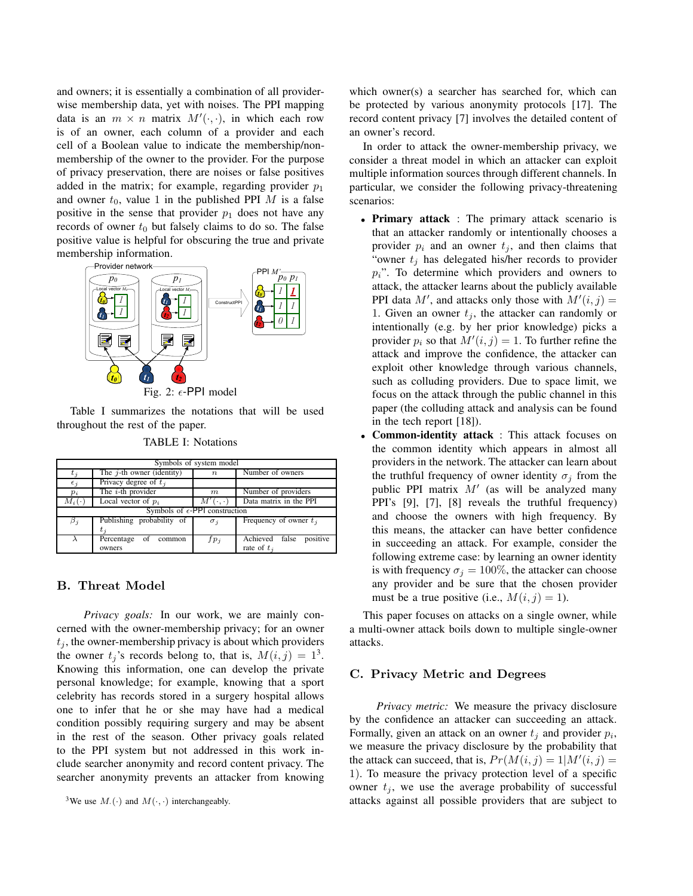and owners; it is essentially a combination of all provider-wise membership data, yet with noises. The PPI mapping data is an $m \times n$ matrix $M'(\cdot,\cdot)$, in which each row is of an owner, each column of a provider and each cell of a Boolean value to indicate the membership/non-membership of the owner to the provider. For the purpose of privacy preservation, there are noises or false positives added in the matrix; for example, regarding provider $p_1$ and owner $t_0$, value 1 in the published PPI $M$ is a false positive in the sense that provider $p_1$ does not have any records of owner $t_0$ but falsely claims to do so. The false positive value is helpful for obscuring the true and private membership information.

Fig. 2: $\epsilon$-PPI model

Table I summarizes the notations that will be used throughout the rest of the paper.

TABLE I: Notations

| Symbols of system model | | | |
|---|---|---|---|
| $t_j$ | The $j$-th owner (identity) | $n$ | Number of owners |
| $\epsilon_j$ | Privacy degree of $t_j$ | | |
| $p_i$ | The $i$-th provider | $m$ | Number of providers |
| $M_i(\cdot)$ | Local vector of $p_i$ | $M'(\cdot,\cdot)$ | Data matrix in the PPI |
| Symbols of $\epsilon$-PPI construction | | | |
| $\beta_j$ | Publishing probability of $t_j$ | $\sigma_j$ | Frequency of owner $t_j$ |
| $\lambda$ | Percentage of common owners | $fp_j$ | Achieved false positive rate of $t_j$ |

## B. Threat Model

*Privacy goals:* In our work, we are mainly concerned with the owner-membership privacy; for an owner $t_j$, the owner-membership privacy is about which providers the owner $t_j$'s records belong to, that is, $M(i,j) = 1$[3]. Knowing this information, one can develop the private personal knowledge; for example, knowing that a sport celebrity has records stored in a surgery hospital allows one to infer that he or she may have had a medical condition possibly requiring surgery and may be absent in the rest of the season. Other privacy goals related to the PPI system but not addressed in this work include searcher anonymity and record content privacy. The searcher anonymity prevents an attacker from knowing which owner(s) a searcher has searched for, which can be protected by various anonymity protocols [17]. The record content privacy [7] involves the detailed content of an owner's record.

[3]We use $M.(\cdot)$ and $M(\cdot,\cdot)$ interchangeably.

In order to attack the owner-membership privacy, we consider a threat model in which an attacker can exploit multiple information sources through different channels. In particular, we consider the following privacy-threatening scenarios:

- **Primary attack** : The primary attack scenario is that an attacker randomly or intentionally chooses a provider $p_i$ and an owner $t_j$, and then claims that "owner $t_j$ has delegated his/her records to provider $p_i$". To determine which providers and owners to attack, the attacker learns about the publicly available PPI data $M'$, and attacks only those with $M'(i,j) = 1$. Given an owner $t_j$, the attacker can randomly or intentionally (e.g. by her prior knowledge) picks a provider $p_i$ so that $M'(i,j) = 1$. To further refine the attack and improve the confidence, the attacker can exploit other knowledge through various channels, such as colluding providers. Due to space limit, we focus on the attack through the public channel in this paper (the colluding attack and analysis can be found in the tech report [18]).
- **Common-identity attack** : This attack focuses on the common identity which appears in almost all providers in the network. The attacker can learn about the truthful frequency of owner identity $\sigma_j$ from the public PPI matrix $M'$ (as will be analyzed many PPI's [9], [7], [8] reveals the truthful frequency) and choose the owners with high frequency. By this means, the attacker can have better confidence in succeeding an attack. For example, consider the following extreme case: by learning an owner identity is with frequency $\sigma_j = 100\%$, the attacker can choose any provider and be sure that the chosen provider must be a true positive (i.e., $M(i,j) = 1$).

This paper focuses on attacks on a single owner, while a multi-owner attack boils down to multiple single-owner attacks.

## C. Privacy Metric and Degrees

*Privacy metric:* We measure the privacy disclosure by the confidence an attacker can succeeding an attack. Formally, given an attack on an owner $t_j$ and provider $p_i$, we measure the privacy disclosure by the probability that the attack can succeed, that is, $Pr(M(i,j) = 1 | M'(i,j) = 1)$. To measure the privacy protection level of a specific owner $t_j$, we use the average probability of successful attacks against all possible providers that are subject to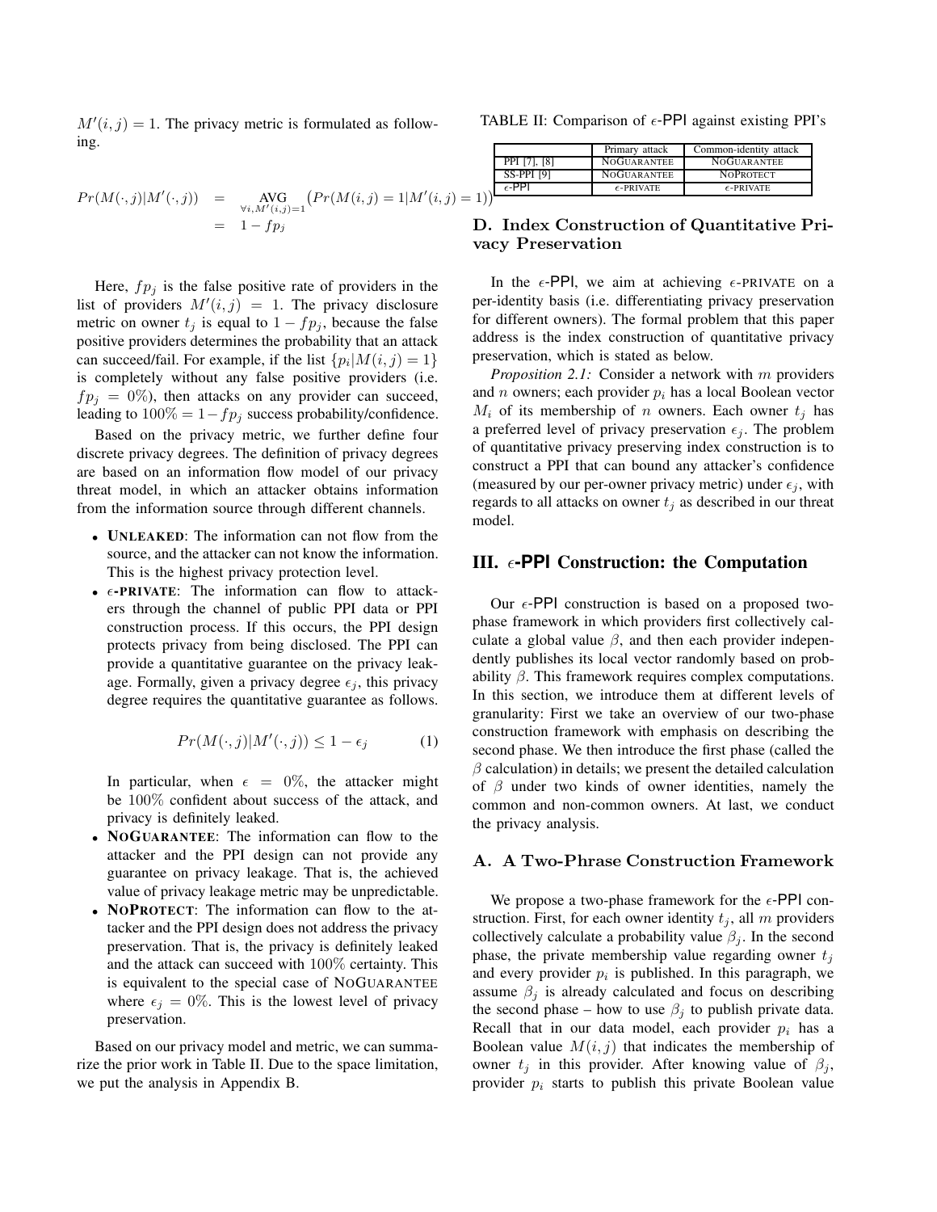$M'(i,j) = 1$. The privacy metric is formulated as following.

$$
\begin{aligned}
Pr(M(\cdot,j)|M'(\cdot,j)) &= \underset{\forall i, M'(i,j)=1}{\text{AVG}} \left( Pr(M(i,j)=1|M'(i,j)=1) \right) \\
&= 1 - fp_j
\end{aligned}
$$

Here, $fp_j$ is the false positive rate of providers in the list of providers $M'(i,j) = 1$. The privacy disclosure metric on owner $t_j$ is equal to $1 - fp_j$, because the false positive providers determines the probability that an attack can succeed/fail. For example, if the list $\{p_i | M(i,j) = 1\}$ is completely without any false positive providers (i.e. $fp_j = 0\%$), then attacks on any provider can succeed, leading to $100\% = 1 - fp_j$ success probability/confidence.

Based on the privacy metric, we further define four discrete privacy degrees. The definition of privacy degrees are based on an information flow model of our privacy threat model, in which an attacker obtains information from the information source through different channels.

- **UNLEAKED**: The information can not flow from the source, and the attacker can not know the information. This is the highest privacy protection level.
- **$\epsilon$-PRIVATE**: The information can flow to attackers through the channel of public PPI data or PPI construction process. If this occurs, the PPI design protects privacy from being disclosed. The PPI can provide a quantitative guarantee on the privacy leakage. Formally, given a privacy degree $\epsilon_j$, this privacy degree requires the quantitative guarantee as follows.

$$
Pr(M(\cdot,j)|M'(\cdot,j)) \leq 1 - \epsilon_j \tag{1}
$$

  In particular, when $\epsilon = 0\%$, the attacker might be $100\%$ confident about success of the attack, and privacy is definitely leaked.
- **NOGUARANTEE**: The information can flow to the attacker and the PPI design can not provide any guarantee on privacy leakage. That is, the achieved value of privacy leakage metric may be unpredictable.
- **NOPROTECT**: The information can flow to the attacker and the PPI design does not address the privacy preservation. That is, the privacy is definitely leaked and the attack can succeed with $100\%$ certainty. This is equivalent to the special case of NOGUARANTEE where $\epsilon_j = 0\%$. This is the lowest level of privacy preservation.

Based on our privacy model and metric, we can summarize the prior work in Table II. Due to the space limitation, we put the analysis in Appendix B.

TABLE II: Comparison of $\epsilon$-PPI against existing PPI's

| | Primary attack | Common-identity attack |
|---|---|---|
| PPI [7], [8] | NOGUARANTEE | NOGUARANTEE |
| SS-PPI [9] | NOGUARANTEE | NOPROTECT |
| $\epsilon$-PPI | $\epsilon$-PRIVATE | $\epsilon$-PRIVATE |

### D. Index Construction of Quantitative Privacy Preservation

In the $\epsilon$-PPI, we aim at achieving $\epsilon$-PRIVATE on a per-identity basis (i.e. differentiating privacy preservation for different owners). The formal problem that this paper address is the index construction of quantitative privacy preservation, which is stated as below.

*Proposition 2.1:* Consider a network with $m$ providers and $n$ owners; each provider $p_i$ has a local Boolean vector $M_i$ of its membership of $n$ owners. Each owner $t_j$ has a preferred level of privacy preservation $\epsilon_j$. The problem of quantitative privacy preserving index construction is to construct a PPI that can bound any attacker's confidence (measured by our per-owner privacy metric) under $\epsilon_j$, with regards to all attacks on owner $t_j$ as described in our threat model.

## III. $\epsilon$-PPI Construction: the Computation

Our $\epsilon$-PPI construction is based on a proposed two-phase framework in which providers first collectively calculate a global value $\beta$, and then each provider independently publishes its local vector randomly based on probability $\beta$. This framework requires complex computations. In this section, we introduce them at different levels of granularity: First we take an overview of our two-phase construction framework with emphasis on describing the second phase. We then introduce the first phase (called the $\beta$ calculation) in details; we present the detailed calculation of $\beta$ under two kinds of owner identities, namely the common and non-common owners. At last, we conduct the privacy analysis.

### A. A Two-Phrase Construction Framework

We propose a two-phase framework for the $\epsilon$-PPI construction. First, for each owner identity $t_j$, all $m$ providers collectively calculate a probability value $\beta_j$. In the second phase, the private membership value regarding owner $t_j$ and every provider $p_i$ is published. In this paragraph, we assume $\beta_j$ is already calculated and focus on describing the second phase – how to use $\beta_j$ to publish private data. Recall that in our data model, each provider $p_i$ has a Boolean value $M(i,j)$ that indicates the membership of owner $t_j$ in this provider. After knowing value of $\beta_j$, provider $p_i$ starts to publish this private Boolean value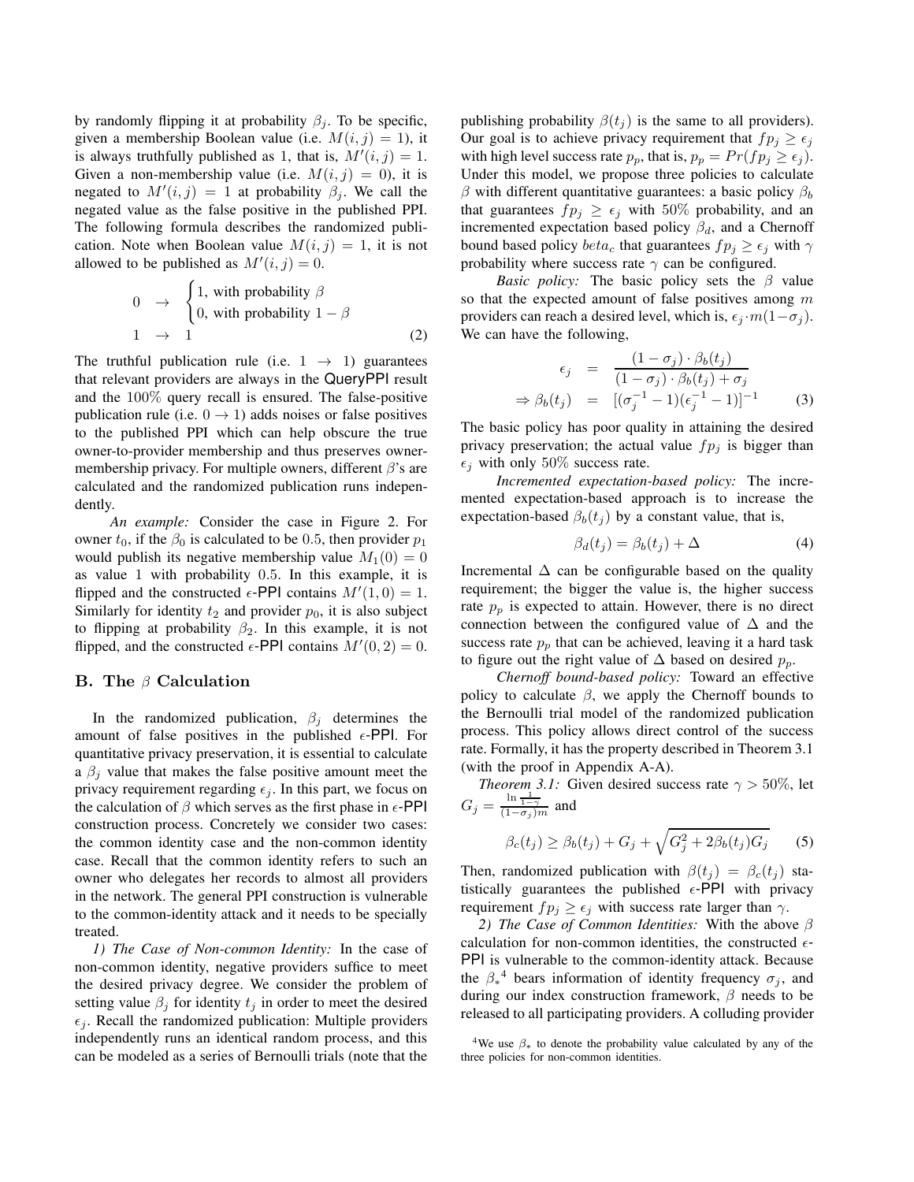by randomly flipping it at probability $\beta_j$. To be specific, given a membership Boolean value (i.e. $M(i,j) = 1$), it is always truthfully published as 1, that is, $M'(i,j) = 1$. Given a non-membership value (i.e. $M(i,j) = 0$), it is negated to $M'(i,j) = 1$ at probability $\beta_j$. We call the negated value as the false positive in the published PPI. The following formula describes the randomized publication. Note when Boolean value $M(i,j) = 1$, it is not allowed to be published as $M'(i,j) = 0$.

$$
\begin{aligned}
0 \quad &\rightarrow \quad \begin{cases} 1, \text{ with probability } \beta \\ 0, \text{ with probability } 1 - \beta \end{cases} \\
1 \quad &\rightarrow \quad 1
\end{aligned}
\tag{2}
$$

The truthful publication rule (i.e. $1 \rightarrow 1$) guarantees that relevant providers are always in the QueryPPI result and the 100% query recall is ensured. The false-positive publication rule (i.e. $0 \rightarrow 1$) adds noises or false positives to the published PPI which can help obscure the true owner-to-provider membership and thus preserves owner-membership privacy. For multiple owners, different $\beta$'s are calculated and the randomized publication runs independently.

*An example:* Consider the case in Figure 2. For owner $t_0$, if the $\beta_0$ is calculated to be 0.5, then provider $p_1$ would publish its negative membership value $M_1(0) = 0$ as value 1 with probability 0.5. In this example, it is flipped and the constructed $\epsilon$-PPI contains $M'(1,0) = 1$. Similarly for identity $t_2$ and provider $p_0$, it is also subject to flipping at probability $\beta_2$. In this example, it is not flipped, and the constructed $\epsilon$-PPI contains $M'(0,2) = 0$.

## B. The $\beta$ Calculation

In the randomized publication, $\beta_j$ determines the amount of false positives in the published $\epsilon$-PPI. For quantitative privacy preservation, it is essential to calculate a $\beta_j$ value that makes the false positive amount meet the privacy requirement regarding $\epsilon_j$. In this part, we focus on the calculation of $\beta$ which serves as the first phase in $\epsilon$-PPI construction process. Concretely we consider two cases: the common identity case and the non-common identity case. Recall that the common identity refers to such an owner who delegates her records to almost all providers in the network. The general PPI construction is vulnerable to the common-identity attack and it needs to be specially treated.

*1) The Case of Non-common Identity:* In the case of non-common identity, negative providers suffice to meet the desired privacy degree. We consider the problem of setting value $\beta_j$ for identity $t_j$ in order to meet the desired $\epsilon_j$. Recall the randomized publication: Multiple providers independently runs an identical random process, and this can be modeled as a series of Bernoulli trials (note that the publishing probability $\beta(t_j)$ is the same to all providers). Our goal is to achieve privacy requirement that $fp_j \geq \epsilon_j$ with high level success rate $p_p$, that is, $p_p = Pr(fp_j \geq \epsilon_j)$. Under this model, we propose three policies to calculate $\beta$ with different quantitative guarantees: a basic policy $\beta_b$ that guarantees $fp_j \geq \epsilon_j$ with 50% probability, and an incremented expectation based policy $\beta_d$, and a Chernoff bound based policy $beta_c$ that guarantees $fp_j \geq \epsilon_j$ with $\gamma$ probability where success rate $\gamma$ can be configured.

*Basic policy:* The basic policy sets the $\beta$ value so that the expected amount of false positives among $m$ providers can reach a desired level, which is, $\epsilon_j \cdot m(1-\sigma_j)$. We can have the following,

$$
\begin{aligned}
\epsilon_j &= \frac{(1-\sigma_j) \cdot \beta_b(t_j)}{(1-\sigma_j) \cdot \beta_b(t_j) + \sigma_j} \\
\Rightarrow \beta_b(t_j) &= [(\sigma_j^{-1} - 1)(\epsilon_j^{-1} - 1)]^{-1}
\end{aligned}
\tag{3}
$$

The basic policy has poor quality in attaining the desired privacy preservation; the actual value $fp_j$ is bigger than $\epsilon_j$ with only 50% success rate.

*Incremented expectation-based policy:* The incremented expectation-based approach is to increase the expectation-based $\beta_b(t_j)$ by a constant value, that is,

$$
\beta_d(t_j) = \beta_b(t_j) + \Delta \tag{4}
$$

Incremental $\Delta$ can be configurable based on the quality requirement; the bigger the value is, the higher success rate $p_p$ is expected to attain. However, there is no direct connection between the configured value of $\Delta$ and the success rate $p_p$ that can be achieved, leaving it a hard task to figure out the right value of $\Delta$ based on desired $p_p$.

*Chernoff bound-based policy:* Toward an effective policy to calculate $\beta$, we apply the Chernoff bounds to the Bernoulli trial model of the randomized publication process. This policy allows direct control of the success rate. Formally, it has the property described in Theorem 3.1 (with the proof in Appendix A-A).

*Theorem 3.1:* Given desired success rate $\gamma > 50\%$, let $G_j = \frac{\ln \frac{1}{1-\gamma}}{(1-\sigma_j)m}$ and

$$
\beta_c(t_j) \geq \beta_b(t_j) + G_j + \sqrt{G_j^2 + 2\beta_b(t_j)G_j} \tag{5}
$$

Then, randomized publication with $\beta(t_j) = \beta_c(t_j)$ statistically guarantees the published $\epsilon$-PPI with privacy requirement $fp_j \geq \epsilon_j$ with success rate larger than $\gamma$.

*2) The Case of Common Identities:* With the above $\beta$ calculation for non-common identities, the constructed $\epsilon$-PPI is vulnerable to the common-identity attack. Because the $\beta_*$[4] bears information of identity frequency $\sigma_j$, and during our index construction framework, $\beta$ needs to be released to all participating providers. A colluding provider

[4]We use $\beta_*$ to denote the probability value calculated by any of the three policies for non-common identities.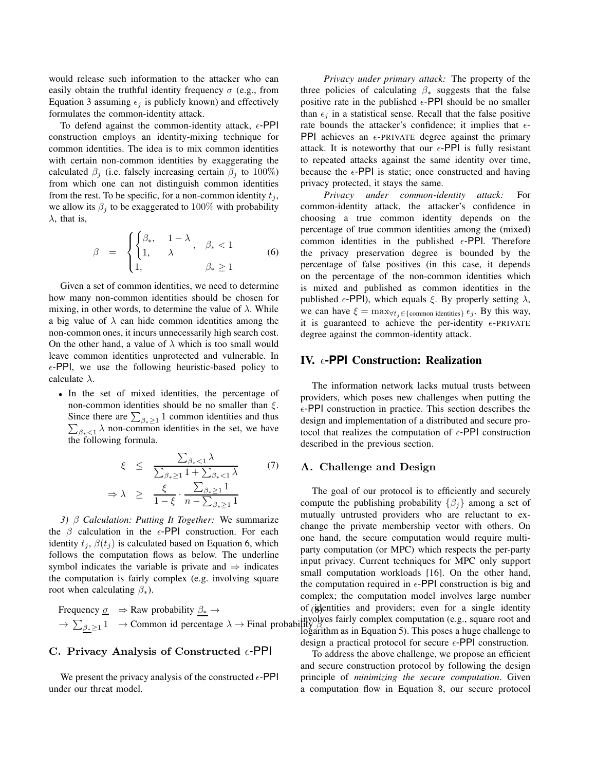would release such information to the attacker who can easily obtain the truthful identity frequency $\sigma$ (e.g., from Equation 3 assuming $\epsilon_j$ is publicly known) and effectively formulates the common-identity attack.

To defend against the common-identity attack, $\epsilon$-PPI construction employs an identity-mixing technique for common identities. The idea is to mix common identities with certain non-common identities by exaggerating the calculated $\beta_j$ (i.e. falsely increasing certain $\beta_j$ to $100\%$) from which one can not distinguish common identities from the rest. To be specific, for a non-common identity $t_j$, we allow its $\beta_j$ to be exaggerated to $100\%$ with probability $\lambda$, that is,

$$\beta = \begin{cases} \begin{cases} \beta_*, & 1-\lambda \\ 1, & \lambda \end{cases}, & \beta_* < 1 \\ 1, & \beta_* \geq 1 \end{cases} \tag{6}$$

Given a set of common identities, we need to determine how many non-common identities should be chosen for mixing, in other words, to determine the value of $\lambda$. While a big value of $\lambda$ can hide common identities among the non-common ones, it incurs unnecessarily high search cost. On the other hand, a value of $\lambda$ which is too small would leave common identities unprotected and vulnerable. In $\epsilon$-PPI, we use the following heuristic-based policy to calculate $\lambda$.

- In the set of mixed identities, the percentage of non-common identities should be no smaller than $\xi$. Since there are $\sum_{\beta_* \geq 1} 1$ common identities and thus $\sum_{\beta_* < 1} \lambda$ non-common identities in the set, we have the following formula.

$$\begin{aligned} \xi &\leq \frac{\sum_{\beta_* < 1} \lambda}{\sum_{\beta_* \geq 1} 1 + \sum_{\beta_* < 1} \lambda} \\ \Rightarrow \lambda &\geq \frac{\xi}{1-\xi} \cdot \frac{\sum_{\beta_* \geq 1} 1}{n - \sum_{\beta_* \geq 1} 1} \end{aligned} \tag{7}$$

*3) $\beta$ Calculation: Putting It Together:* We summarize the $\beta$ calculation in the $\epsilon$-PPI construction. For each identity $t_j$, $\beta(t_j)$ is calculated based on Equation 6, which follows the computation flows as below. The underline symbol indicates the variable is private and $\Rightarrow$ indicates the computation is fairly complex (e.g. involving square root when calculating $\beta_*$).

$$\begin{aligned} &\text{Frequency } \underline{\sigma} \;\; \Rightarrow \text{Raw probability } \underline{\beta_*} \rightarrow \\ &\rightarrow \textstyle\sum_{\underline{\beta_*} \geq 1} 1 \;\; \rightarrow \text{Common id percentage } \lambda \rightarrow \text{Final probability } \beta \end{aligned} \tag{8}$$

### C. Privacy Analysis of Constructed $\epsilon$-PPI

We present the privacy analysis of the constructed $\epsilon$-PPI under our threat model.

*Privacy under primary attack:* The property of the three policies of calculating $\beta_*$ suggests that the false positive rate in the published $\epsilon$-PPI should be no smaller than $\epsilon_j$ in a statistical sense. Recall that the false positive rate bounds the attacker's confidence; it implies that $\epsilon$-PPI achieves an $\epsilon$-PRIVATE degree against the primary attack. It is noteworthy that our $\epsilon$-PPI is fully resistant to repeated attacks against the same identity over time, because the $\epsilon$-PPI is static; once constructed and having privacy protected, it stays the same.

*Privacy under common-identity attack:* For common-identity attack, the attacker's confidence in choosing a true common identity depends on the percentage of true common identities among the (mixed) common identities in the published $\epsilon$-PPI. Therefore the privacy preservation degree is bounded by the percentage of false positives (in this case, it depends on the percentage of the non-common identities which is mixed and published as common identities in the published $\epsilon$-PPI), which equals $\xi$. By properly setting $\lambda$, we can have $\xi = \max_{\forall t_j \in \{\text{common identities}\}} \epsilon_j$. By this way, it is guaranteed to achieve the per-identity $\epsilon$-PRIVATE degree against the common-identity attack.

## IV. $\epsilon$-PPI Construction: Realization

The information network lacks mutual trusts between providers, which poses new challenges when putting the $\epsilon$-PPI construction in practice. This section describes the design and implementation of a distributed and secure protocol that realizes the computation of $\epsilon$-PPI construction described in the previous section.

### A. Challenge and Design

The goal of our protocol is to efficiently and securely compute the publishing probability $\{\beta_j\}$ among a set of mutually untrusted providers who are reluctant to exchange the private membership vector with others. On one hand, the secure computation would require multi-party computation (or MPC) which respects the per-party input privacy. Current techniques for MPC only support small computation workloads [16]. On the other hand, the computation required in $\epsilon$-PPI construction is big and complex; the computation model involves large number of identities and providers; even for a single identity involves fairly complex computation (e.g., square root and logarithm as in Equation 5). This poses a huge challenge to design a practical protocol for secure $\epsilon$-PPI construction.

To address the above challenge, we propose an efficient and secure construction protocol by following the design principle of *minimizing the secure computation*. Given a computation flow in Equation 8, our secure protocol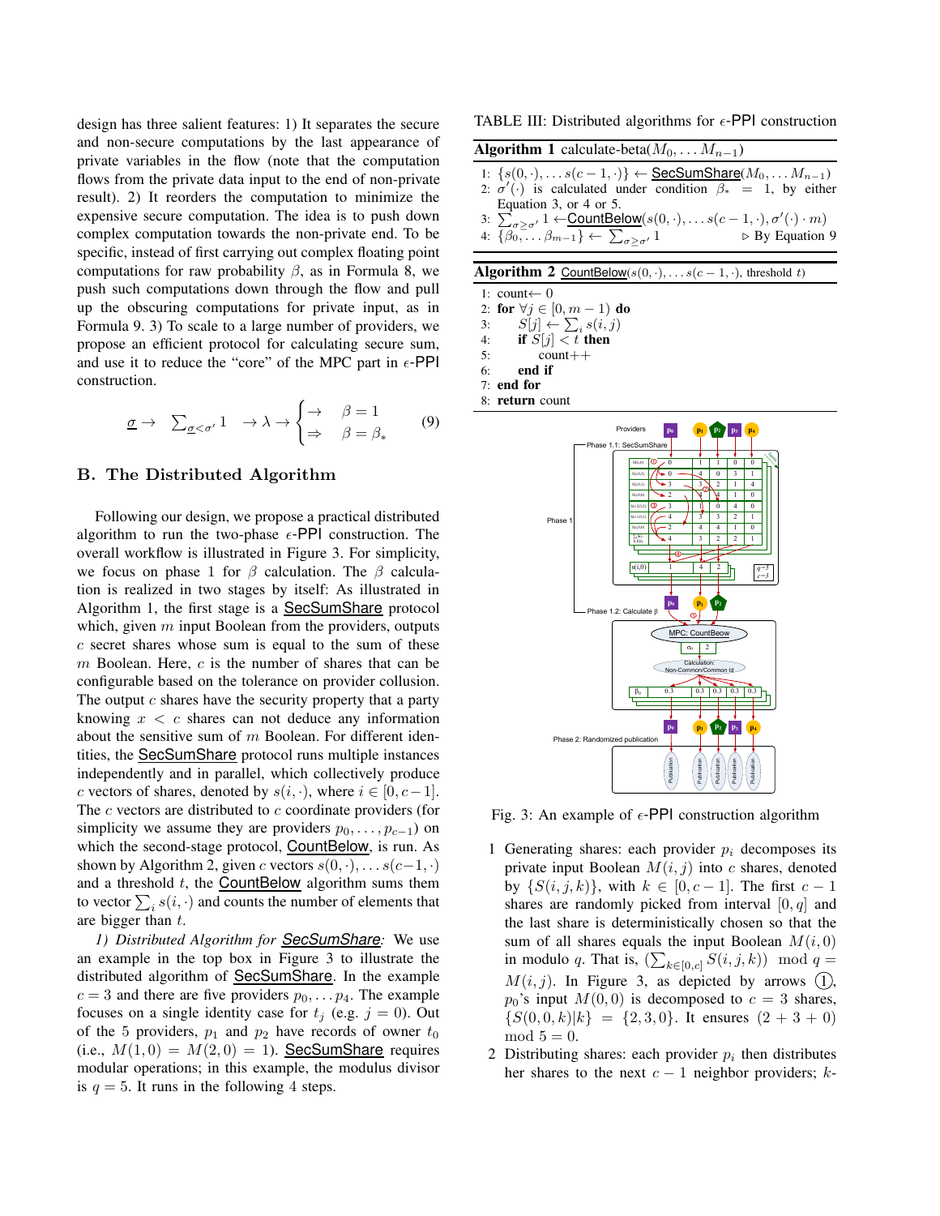design has three salient features: 1) It separates the secure and non-secure computations by the last appearance of private variables in the flow (note that the computation flows from the private data input to the end of non-private result). 2) It reorders the computation to minimize the expensive secure computation. The idea is to push down complex computation towards the non-private end. To be specific, instead of first carrying out complex floating point computations for raw probability $\beta$, as in Formula 8, we push such computations down through the flow and pull up the obscuring computations for private input, as in Formula 9. 3) To scale to a large number of providers, we propose an efficient protocol for calculating secure sum, and use it to reduce the "core" of the MPC part in $\epsilon$-PPI construction.

$$\underline{\sigma} \rightarrow \sum_{\underline{\sigma} < \sigma'} 1 \rightarrow \lambda \rightarrow \begin{cases} \rightarrow & \beta = 1 \\ \Rightarrow & \beta = \beta_* \end{cases} \quad (9)$$

## B. The Distributed Algorithm

Following our design, we propose a practical distributed algorithm to run the two-phase $\epsilon$-PPI construction. The overall workflow is illustrated in Figure 3. For simplicity, we focus on phase 1 for $\beta$ calculation. The $\beta$ calculation is realized in two stages by itself: As illustrated in Algorithm 1, the first stage is a SecSumShare protocol which, given $m$ input Boolean from the providers, outputs $c$ secret shares whose sum is equal to the sum of these $m$ Boolean. Here, $c$ is the number of shares that can be configurable based on the tolerance on provider collusion. The output $c$ shares have the security property that a party knowing $x < c$ shares can not deduce any information about the sensitive sum of $m$ Boolean. For different identities, the SecSumShare protocol runs multiple instances independently and in parallel, which collectively produce $c$ vectors of shares, denoted by $s(i, \cdot)$, where $i \in [0, c-1]$. The $c$ vectors are distributed to $c$ coordinate providers (for simplicity we assume they are providers $p_0, \ldots, p_{c-1}$) on which the second-stage protocol, CountBelow, is run. As shown by Algorithm 2, given $c$ vectors $s(0, \cdot), \ldots s(c-1, \cdot)$ and a threshold $t$, the CountBelow algorithm sums them to vector $\sum_i s(i, \cdot)$ and counts the number of elements that are bigger than $t$.

TABLE III: Distributed algorithms for $\epsilon$-PPI construction

**Algorithm 1** calculate-beta($M_0, \ldots M_{n-1}$)

1: $\{s(0, \cdot), \ldots s(c-1, \cdot)\} \leftarrow$ SecSumShare($M_0, \ldots M_{n-1}$)
2: $\sigma'(\cdot)$ is calculated under condition $\beta_* = 1$, by either Equation 3, or 4 or 5.
3: $\sum_{\sigma \geq \sigma'} 1 \leftarrow$CountBelow($s(0, \cdot), \ldots s(c-1, \cdot), \sigma'(\cdot) \cdot m$)
4: $\{\beta_0, \ldots \beta_{m-1}\} \leftarrow \sum_{\sigma \geq \sigma'} 1$ ▷ By Equation 9

**Algorithm 2** CountBelow($s(0, \cdot), \ldots s(c-1, \cdot)$, threshold $t$)

1: count← 0
2: **for** $\forall j \in [0, m-1)$ **do**
3: $S[j] \leftarrow \sum_i s(i, j)$
4: **if** $S[j] < t$ **then**
5: count++
6: **end if**
7: **end for**
8: **return** count

Fig. 3: An example of $\epsilon$-PPI construction algorithm

*1) Distributed Algorithm for SecSumShare:* We use an example in the top box in Figure 3 to illustrate the distributed algorithm of SecSumShare. In the example $c = 3$ and there are five providers $p_0, \ldots p_4$. The example focuses on a single identity case for $t_j$ (e.g. $j = 0$). Out of the 5 providers, $p_1$ and $p_2$ have records of owner $t_0$ (i.e., $M(1, 0) = M(2, 0) = 1$). SecSumShare requires modular operations; in this example, the modulus divisor is $q = 5$. It runs in the following 4 steps.

1 Generating shares: each provider $p_i$ decomposes its private input Boolean $M(i, j)$ into $c$ shares, denoted by $\{S(i, j, k)\}$, with $k \in [0, c-1]$. The first $c-1$ shares are randomly picked from interval $[0, q]$ and the last share is deterministically chosen so that the sum of all shares equals the input Boolean $M(i, 0)$ in modulo $q$. That is, $(\sum_{k \in [0,c]} S(i, j, k)) \mod q = M(i, j)$. In Figure 3, as depicted by arrows ①, $p_0$'s input $M(0, 0)$ is decomposed to $c = 3$ shares, $\{S(0, 0, k)|k\} = \{2, 3, 0\}$. It ensures $(2 + 3 + 0) \mod 5 = 0$.
2 Distributing shares: each provider $p_i$ then distributes her shares to the next $c-1$ neighbor providers; $k$-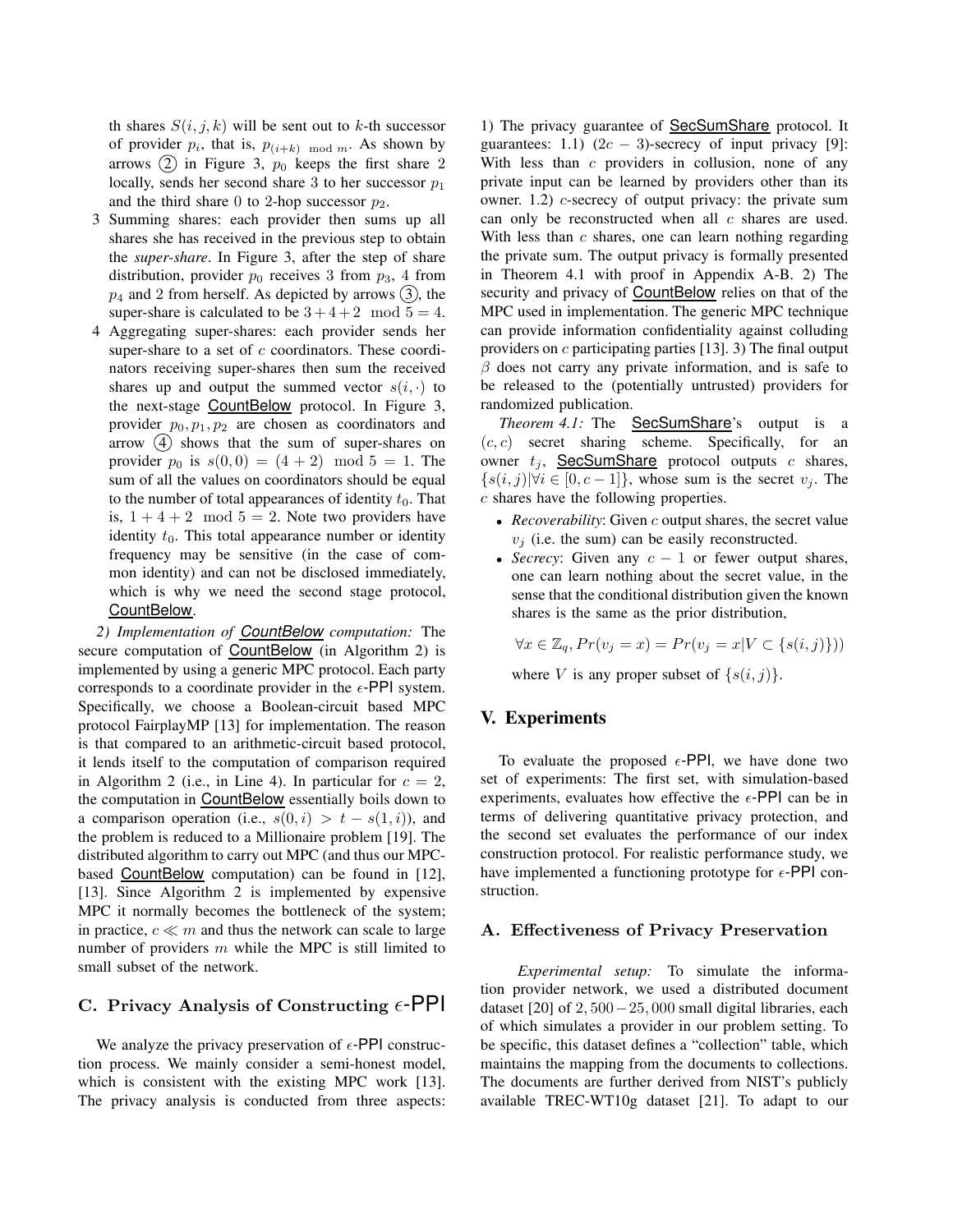th shares $S(i,j,k)$ will be sent out to $k$-th successor of provider $p_i$, that is, $p_{(i+k) \mod m}$. As shown by arrows ② in Figure 3, $p_0$ keeps the first share 2 locally, sends her second share 3 to her successor $p_1$ and the third share 0 to 2-hop successor $p_2$.

3. Summing shares: each provider then sums up all shares she has received in the previous step to obtain the *super-share*. In Figure 3, after the step of share distribution, provider $p_0$ receives 3 from $p_3$, 4 from $p_4$ and 2 from herself. As depicted by arrows ③, the super-share is calculated to be $3+4+2 \mod 5 = 4$.
4. Aggregating super-shares: each provider sends her super-share to a set of $c$ coordinators. These coordinators receiving super-shares then sum the received shares up and output the summed vector $s(i, \cdot)$ to the next-stage CountBelow protocol. In Figure 3, provider $p_0, p_1, p_2$ are chosen as coordinators and arrow ④ shows that the sum of super-shares on provider $p_0$ is $s(0,0) = (4+2) \mod 5 = 1$. The sum of all the values on coordinators should be equal to the number of total appearances of identity $t_0$. That is, $1+4+2 \mod 5 = 2$. Note two providers have identity $t_0$. This total appearance number or identity frequency may be sensitive (in the case of common identity) and can not be disclosed immediately, which is why we need the second stage protocol, CountBelow.

*2) Implementation of CountBelow computation:* The secure computation of CountBelow (in Algorithm 2) is implemented by using a generic MPC protocol. Each party corresponds to a coordinate provider in the $\epsilon$-PPI system. Specifically, we choose a Boolean-circuit based MPC protocol FairplayMP [13] for implementation. The reason is that compared to an arithmetic-circuit based protocol, it lends itself to the computation of comparison required in Algorithm 2 (i.e., in Line 4). In particular for $c = 2$, the computation in CountBelow essentially boils down to a comparison operation (i.e., $s(0,i) > t - s(1,i)$), and the problem is reduced to a Millionaire problem [19]. The distributed algorithm to carry out MPC (and thus our MPC-based CountBelow computation) can be found in [12], [13]. Since Algorithm 2 is implemented by expensive MPC it normally becomes the bottleneck of the system; in practice, $c \ll m$ and thus the network can scale to large number of providers $m$ while the MPC is still limited to small subset of the network.

### C. Privacy Analysis of Constructing $\epsilon$-PPI

We analyze the privacy preservation of $\epsilon$-PPI construction process. We mainly consider a semi-honest model, which is consistent with the existing MPC work [13]. The privacy analysis is conducted from three aspects: 1) The privacy guarantee of SecSumShare protocol. It guarantees: 1.1) $(2c-3)$-secrecy of input privacy [9]: With less than $c$ providers in collusion, none of any private input can be learned by providers other than its owner. 1.2) $c$-secrecy of output privacy: the private sum can only be reconstructed when all $c$ shares are used. With less than $c$ shares, one can learn nothing regarding the private sum. The output privacy is formally presented in Theorem 4.1 with proof in Appendix A-B. 2) The security and privacy of CountBelow relies on that of the MPC used in implementation. The generic MPC technique can provide information confidentiality against colluding providers on $c$ participating parties [13]. 3) The final output $\beta$ does not carry any private information, and is safe to be released to the (potentially untrusted) providers for randomized publication.

*Theorem 4.1:* The SecSumShare's output is a $(c,c)$ secret sharing scheme. Specifically, for an owner $t_j$, SecSumShare protocol outputs $c$ shares, $\{s(i,j) | \forall i \in [0, c-1]\}$, whose sum is the secret $v_j$. The $c$ shares have the following properties.

- *Recoverability*: Given $c$ output shares, the secret value $v_j$ (i.e. the sum) can be easily reconstructed.
- *Secrecy*: Given any $c-1$ or fewer output shares, one can learn nothing about the secret value, in the sense that the conditional distribution given the known shares is the same as the prior distribution,

$$\forall x \in \mathbb{Z}_q, Pr(v_j = x) = Pr(v_j = x | V \subset \{s(i,j)\}))$$

where $V$ is any proper subset of $\{s(i,j)\}$.

## V. Experiments

To evaluate the proposed $\epsilon$-PPI, we have done two set of experiments: The first set, with simulation-based experiments, evaluates how effective the $\epsilon$-PPI can be in terms of delivering quantitative privacy protection, and the second set evaluates the performance of our index construction protocol. For realistic performance study, we have implemented a functioning prototype for $\epsilon$-PPI construction.

### A. Effectiveness of Privacy Preservation

*Experimental setup:* To simulate the information provider network, we used a distributed document dataset [20] of $2,500-25,000$ small digital libraries, each of which simulates a provider in our problem setting. To be specific, this dataset defines a "collection" table, which maintains the mapping from the documents to collections. The documents are further derived from NIST's publicly available TREC-WT10g dataset [21]. To adapt to our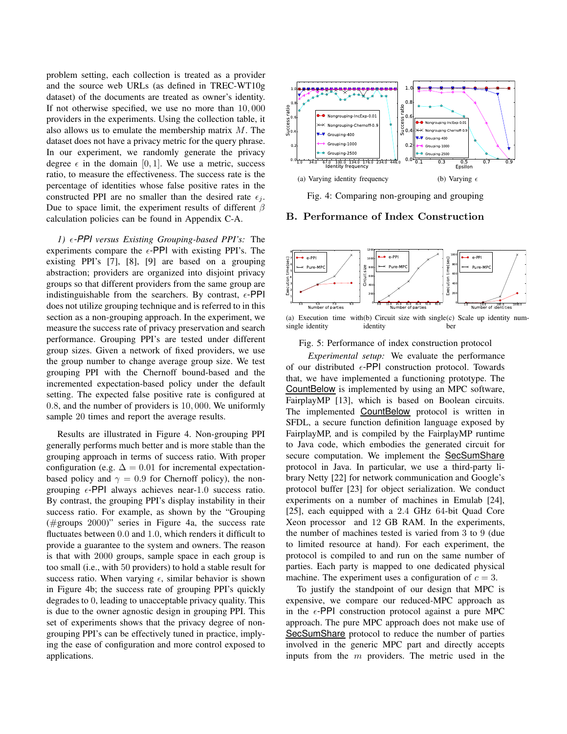problem setting, each collection is treated as a provider and the source web URLs (as defined in TREC-WT10g dataset) of the documents are treated as owner's identity. If not otherwise specified, we use no more than $10,000$ providers in the experiments. Using the collection table, it also allows us to emulate the membership matrix $M$. The dataset does not have a privacy metric for the query phrase. In our experiment, we randomly generate the privacy degree $\epsilon$ in the domain $[0, 1]$. We use a metric, success ratio, to measure the effectiveness. The success rate is the percentage of identities whose false positive rates in the constructed PPI are no smaller than the desired rate $\epsilon_j$. Due to space limit, the experiment results of different $\beta$ calculation policies can be found in Appendix C-A.

*1) $\epsilon$-PPI versus Existing Grouping-based PPI's:* The experiments compare the $\epsilon$-PPI with existing PPI's. The existing PPI's [7], [8], [9] are based on a grouping abstraction; providers are organized into disjoint privacy groups so that different providers from the same group are indistinguishable from the searchers. By contrast, $\epsilon$-PPI does not utilize grouping technique and is referred to in this section as a non-grouping approach. In the experiment, we measure the success rate of privacy preservation and search performance. Grouping PPI's are tested under different group sizes. Given a network of fixed providers, we use the group number to change average group size. We test grouping PPI with the Chernoff bound-based and the incremented expectation-based policy under the default setting. The expected false positive rate is configured at $0.8$, and the number of providers is $10,000$. We uniformly sample 20 times and report the average results.

Results are illustrated in Figure 4. Non-grouping PPI generally performs much better and is more stable than the grouping approach in terms of success ratio. With proper configuration (e.g. $\Delta = 0.01$ for incremental expectation-based policy and $\gamma = 0.9$ for Chernoff policy), the non-grouping $\epsilon$-PPI always achieves near-$1.0$ success ratio. By contrast, the grouping PPI's display instability in their success ratio. For example, as shown by the "Grouping (#groups 2000)" series in Figure 4a, the success rate fluctuates between $0.0$ and $1.0$, which renders it difficult to provide a guarantee to the system and owners. The reason is that with $2000$ groups, sample space in each group is too small (i.e., with $50$ providers) to hold a stable result for success ratio. When varying $\epsilon$, similar behavior is shown in Figure 4b; the success rate of grouping PPI's quickly degrades to $0$, leading to unacceptable privacy quality. This is due to the owner agnostic design in grouping PPI. This set of experiments shows that the privacy degree of non-grouping PPI's can be effectively tuned in practice, implying the ease of configuration and more control exposed to applications.

(a) Varying identity frequency (b) Varying $\epsilon$

Fig. 4: Comparing non-grouping and grouping

## B. Performance of Index Construction

(a) Execution time with single identity (b) Circuit size with single identity (c) Scale up identity number

Fig. 5: Performance of index construction protocol

*Experimental setup:* We evaluate the performance of our distributed $\epsilon$-PPI construction protocol. Towards that, we have implemented a functioning prototype. The CountBelow is implemented by using an MPC software, FairplayMP [13], which is based on Boolean circuits. The implemented CountBelow protocol is written in SFDL, a secure function definition language exposed by FairplayMP, and is compiled by the FairplayMP runtime to Java code, which embodies the generated circuit for secure computation. We implement the SecSumShare protocol in Java. In particular, we use a third-party library Netty [22] for network communication and Google's protocol buffer [23] for object serialization. We conduct experiments on a number of machines in Emulab [24], [25], each equipped with a $2.4$ GHz 64-bit Quad Core Xeon processor and 12 GB RAM. In the experiments, the number of machines tested is varied from 3 to 9 (due to limited resource at hand). For each experiment, the protocol is compiled to and run on the same number of parties. Each party is mapped to one dedicated physical machine. The experiment uses a configuration of $c = 3$.

To justify the standpoint of our design that MPC is expensive, we compare our reduced-MPC approach as in the $\epsilon$-PPI construction protocol against a pure MPC approach. The pure MPC approach does not make use of SecSumShare protocol to reduce the number of parties involved in the generic MPC part and directly accepts inputs from the $m$ providers. The metric used in the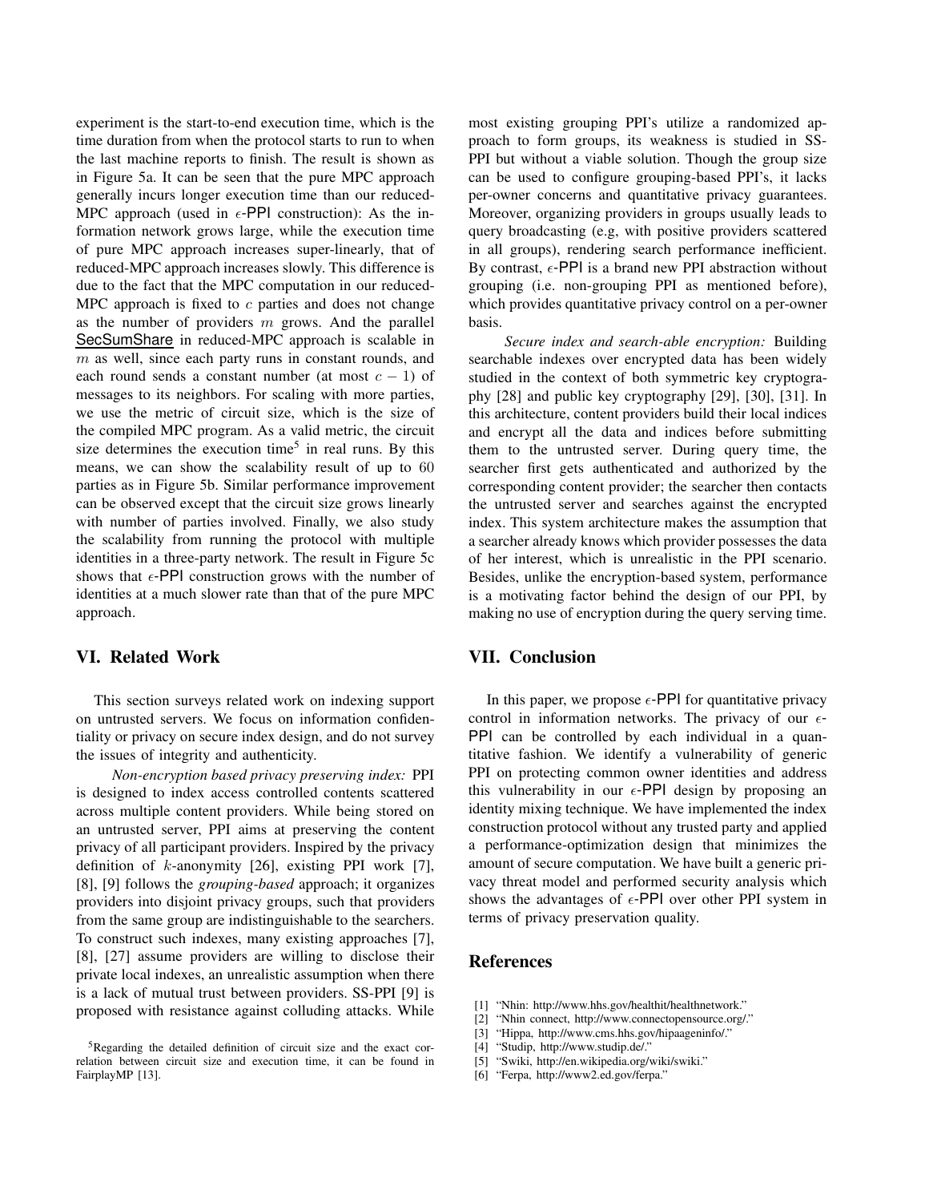experiment is the start-to-end execution time, which is the time duration from when the protocol starts to run to when the last machine reports to finish. The result is shown as in Figure 5a. It can be seen that the pure MPC approach generally incurs longer execution time than our reduced-MPC approach (used in $\epsilon$-PPI construction): As the information network grows large, while the execution time of pure MPC approach increases super-linearly, that of reduced-MPC approach increases slowly. This difference is due to the fact that the MPC computation in our reduced-MPC approach is fixed to $c$ parties and does not change as the number of providers $m$ grows. And the parallel SecSumShare in reduced-MPC approach is scalable in $m$ as well, since each party runs in constant rounds, and each round sends a constant number (at most $c-1$) of messages to its neighbors. For scaling with more parties, we use the metric of circuit size, which is the size of the compiled MPC program. As a valid metric, the circuit size determines the execution time[5] in real runs. By this means, we can show the scalability result of up to 60 parties as in Figure 5b. Similar performance improvement can be observed except that the circuit size grows linearly with number of parties involved. Finally, we also study the scalability from running the protocol with multiple identities in a three-party network. The result in Figure 5c shows that $\epsilon$-PPI construction grows with the number of identities at a much slower rate than that of the pure MPC approach.

[5] Regarding the detailed definition of circuit size and the exact correlation between circuit size and execution time, it can be found in FairplayMP [13].

## VI. Related Work

This section surveys related work on indexing support on untrusted servers. We focus on information confidentiality or privacy on secure index design, and do not survey the issues of integrity and authenticity.

*Non-encryption based privacy preserving index:* PPI is designed to index access controlled contents scattered across multiple content providers. While being stored on an untrusted server, PPI aims at preserving the content privacy of all participant providers. Inspired by the privacy definition of $k$-anonymity [26], existing PPI work [7], [8], [9] follows the *grouping-based* approach; it organizes providers into disjoint privacy groups, such that providers from the same group are indistinguishable to the searchers. To construct such indexes, many existing approaches [7], [8], [27] assume providers are willing to disclose their private local indexes, an unrealistic assumption when there is a lack of mutual trust between providers. SS-PPI [9] is proposed with resistance against colluding attacks. While most existing grouping PPI's utilize a randomized approach to form groups, its weakness is studied in SS-PPI but without a viable solution. Though the group size can be used to configure grouping-based PPI's, it lacks per-owner concerns and quantitative privacy guarantees. Moreover, organizing providers in groups usually leads to query broadcasting (e.g, with positive providers scattered in all groups), rendering search performance inefficient. By contrast, $\epsilon$-PPI is a brand new PPI abstraction without grouping (i.e. non-grouping PPI as mentioned before), which provides quantitative privacy control on a per-owner basis.

*Secure index and search-able encryption:* Building searchable indexes over encrypted data has been widely studied in the context of both symmetric key cryptography [28] and public key cryptography [29], [30], [31]. In this architecture, content providers build their local indices and encrypt all the data and indices before submitting them to the untrusted server. During query time, the searcher first gets authenticated and authorized by the corresponding content provider; the searcher then contacts the untrusted server and searches against the encrypted index. This system architecture makes the assumption that a searcher already knows which provider possesses the data of her interest, which is unrealistic in the PPI scenario. Besides, unlike the encryption-based system, performance is a motivating factor behind the design of our PPI, by making no use of encryption during the query serving time.

## VII. Conclusion

In this paper, we propose $\epsilon$-PPI for quantitative privacy control in information networks. The privacy of our $\epsilon$-PPI can be controlled by each individual in a quantitative fashion. We identify a vulnerability of generic PPI on protecting common owner identities and address this vulnerability in our $\epsilon$-PPI design by proposing an identity mixing technique. We have implemented the index construction protocol without any trusted party and applied a performance-optimization design that minimizes the amount of secure computation. We have built a generic privacy threat model and performed security analysis which shows the advantages of $\epsilon$-PPI over other PPI system in terms of privacy preservation quality.

## References

[1] "Nhin: http://www.hhs.gov/healthit/healthnetwork."
[2] "Nhin connect, http://www.connectopensource.org/."
[3] "Hippa, http://www.cms.hhs.gov/hipaageninfo/."
[4] "Studip, http://www.studip.de/."
[5] "Swiki, http://en.wikipedia.org/wiki/swiki."
[6] "Ferpa, http://www2.ed.gov/ferpa."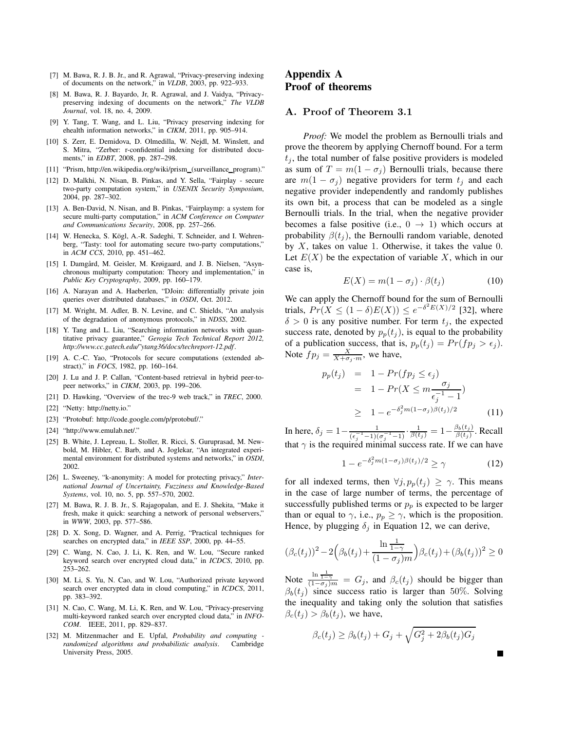[7] M. Bawa, R. J. B. Jr., and R. Agrawal, "Privacy-preserving indexing of documents on the network," in *VLDB*, 2003, pp. 922–933.

[8] M. Bawa, R. J. Bayardo, Jr, R. Agrawal, and J. Vaidya, "Privacy-preserving indexing of documents on the network," *The VLDB Journal*, vol. 18, no. 4, 2009.

[9] Y. Tang, T. Wang, and L. Liu, "Privacy preserving indexing for ehealth information networks," in *CIKM*, 2011, pp. 905–914.

[10] S. Zerr, E. Demidova, D. Olmedilla, W. Nejdl, M. Winslett, and S. Mitra, "Zerber: r-confidential indexing for distributed documents," in *EDBT*, 2008, pp. 287–298.

[11] "Prism, http://en.wikipedia.org/wiki/prism_(surveillance_program)."

[12] D. Malkhi, N. Nisan, B. Pinkas, and Y. Sella, "Fairplay - secure two-party computation system," in *USENIX Security Symposium*, 2004, pp. 287–302.

[13] A. Ben-David, N. Nisan, and B. Pinkas, "Fairplaymp: a system for secure multi-party computation," in *ACM Conference on Computer and Communications Security*, 2008, pp. 257–266.

[14] W. Henecka, S. Kögl, A.-R. Sadeghi, T. Schneider, and I. Wehrenberg, "Tasty: tool for automating secure two-party computations," in *ACM CCS*, 2010, pp. 451–462.

[15] I. Damgård, M. Geisler, M. Krøigaard, and J. B. Nielsen, "Asynchronous multiparty computation: Theory and implementation," in *Public Key Cryptography*, 2009, pp. 160–179.

[16] A. Narayan and A. Haeberlen, "DJoin: differentially private join queries over distributed databases," in *OSDI*, Oct. 2012.

[17] M. Wright, M. Adler, B. N. Levine, and C. Shields, "An analysis of the degradation of anonymous protocols," in *NDSS*, 2002.

[18] Y. Tang and L. Liu, "Searching information networks with quantitative privacy guarantee," *Gerogia Tech Technical Report 2012, http://www.cc.gatech.edu/˜ytang36/docs/techreport-12.pdf*.

[19] A. C.-C. Yao, "Protocols for secure computations (extended abstract)," in *FOCS*, 1982, pp. 160–164.

[20] J. Lu and J. P. Callan, "Content-based retrieval in hybrid peer-to-peer networks," in *CIKM*, 2003, pp. 199–206.

[21] D. Hawking, "Overview of the trec-9 web track," in *TREC*, 2000.

[22] "Netty: http://netty.io."

[23] "Protobuf: http://code.google.com/p/protobuf/."

[24] "http://www.emulab.net/."

[25] B. White, J. Lepreau, L. Stoller, R. Ricci, S. Guruprasad, M. Newbold, M. Hibler, C. Barb, and A. Joglekar, "An integrated experimental environment for distributed systems and networks," in *OSDI*, 2002.

[26] L. Sweeney, "k-anonymity: A model for protecting privacy," *International Journal of Uncertainty, Fuzziness and Knowledge-Based Systems*, vol. 10, no. 5, pp. 557–570, 2002.

[27] M. Bawa, R. J. B. Jr., S. Rajagopalan, and E. J. Shekita, "Make it fresh, make it quick: searching a network of personal webservers," in *WWW*, 2003, pp. 577–586.

[28] D. X. Song, D. Wagner, and A. Perrig, "Practical techniques for searches on encrypted data," in *IEEE SSP*, 2000, pp. 44–55.

[29] C. Wang, N. Cao, J. Li, K. Ren, and W. Lou, "Secure ranked keyword search over encrypted cloud data," in *ICDCS*, 2010, pp. 253–262.

[30] M. Li, S. Yu, N. Cao, and W. Lou, "Authorized private keyword search over encrypted data in cloud computing," in *ICDCS*, 2011, pp. 383–392.

[31] N. Cao, C. Wang, M. Li, K. Ren, and W. Lou, "Privacy-preserving multi-keyword ranked search over encrypted cloud data," in *INFOCOM*. IEEE, 2011, pp. 829–837.

[32] M. Mitzenmacher and E. Upfal, *Probability and computing - randomized algorithms and probabilistic analysis*. Cambridge University Press, 2005.

# Appendix A
# Proof of theorems

## A. Proof of Theorem 3.1

*Proof:* We model the problem as Bernoulli trials and prove the theorem by applying Chernoff bound. For a term $t_j$, the total number of false positive providers is modeled as sum of $T = m(1-\sigma_j)$ Bernoulli trials, because there are $m(1-\sigma_j)$ negative providers for term $t_j$ and each negative provider independently and randomly publishes its own bit, a process that can be modeled as a single Bernoulli trials. In the trial, when the negative provider becomes a false positive (i.e., $0 \rightarrow 1$) which occurs at probability $\beta(t_j)$, the Bernoulli random variable, denoted by $X$, takes on value 1. Otherwise, it takes the value 0. Let $E(X)$ be the expectation of variable $X$, which in our case is,

$$E(X) = m(1-\sigma_j) \cdot \beta(t_j) \tag{10}$$

We can apply the Chernoff bound for the sum of Bernoulli trials, $Pr(X \leq (1-\delta)E(X)) \leq e^{-\delta^2 E(X)/2}$ [32], where $\delta > 0$ is any positive number. For term $t_j$, the expected success rate, denoted by $p_p(t_j)$, is equal to the probability of a publication success, that is, $p_p(t_j) = Pr(fp_j > \epsilon_j)$. Note $fp_j = \frac{X}{X+\sigma_j \cdot m}$, we have,

$$\begin{aligned}
p_p(t_j) &= 1 - Pr(fp_j \leq \epsilon_j) \\
&= 1 - Pr(X \leq m\frac{\sigma_j}{\epsilon_j^{-1} - 1}) \\
&\geq 1 - e^{-\delta_j^2 m(1-\sigma_j)\beta(t_j)/2}
\end{aligned} \tag{11}$$

In here, $\delta_j = 1 - \frac{1}{(\epsilon_j^{-1}-1)(\sigma_j^{-1}-1)} \cdot \frac{1}{\beta(t_j)} = 1 - \frac{\beta_b(t_j)}{\beta(t_j)}$. Recall that $\gamma$ is the required minimal success rate. If we can have

$$1 - e^{-\delta_j^2 m(1-\sigma_j)\beta(t_j)/2} \geq \gamma \tag{12}$$

for all indexed terms, then $\forall j, p_p(t_j) \geq \gamma$. This means in the case of large number of terms, the percentage of successfully published terms or $p_p$ is expected to be larger than or equal to $\gamma$, i.e., $p_p \geq \gamma$, which is the proposition. Hence, by plugging $\delta_j$ in Equation 12, we can derive,

$$(\beta_c(t_j))^2 - 2\Big(\beta_b(t_j) + \frac{\ln \frac{1}{1-\gamma}}{(1-\sigma_j)m}\Big)\beta_c(t_j) + (\beta_b(t_j))^2 \geq 0$$

Note $\frac{\ln \frac{1}{1-\gamma}}{(1-\sigma_j)m} = G_j$, and $\beta_c(t_j)$ should be bigger than $\beta_b(t_j)$ since success ratio is larger than 50%. Solving the inequality and taking only the solution that satisfies $\beta_c(t_j) > \beta_b(t_j)$, we have,

$$\beta_c(t_j) \geq \beta_b(t_j) + G_j + \sqrt{G_j^2 + 2\beta_b(t_j)G_j}$$

■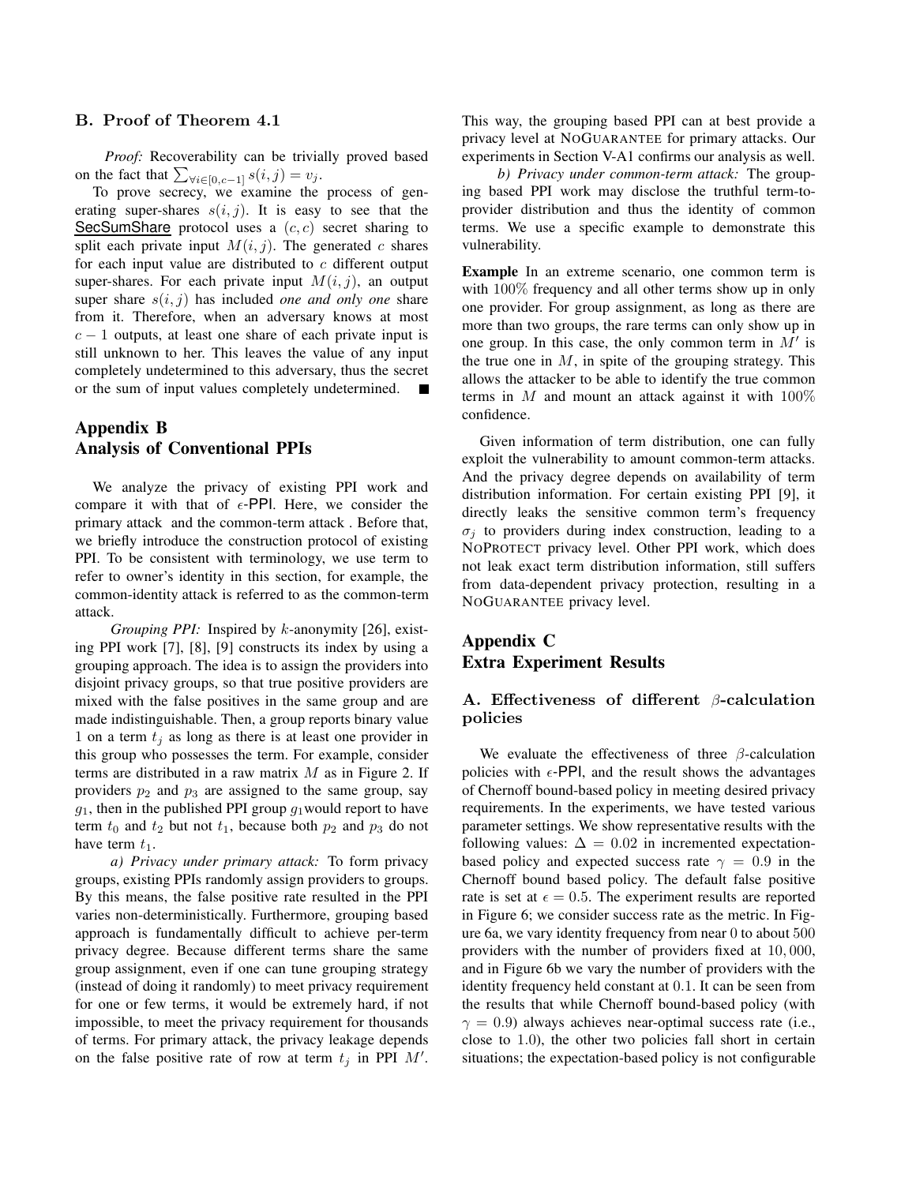### B. Proof of Theorem 4.1

*Proof:* Recoverability can be trivially proved based on the fact that $\sum_{\forall i \in [0,c-1]} s(i,j) = v_j$.

To prove secrecy, we examine the process of generating super-shares $s(i,j)$. It is easy to see that the SecSumShare protocol uses a $(c,c)$ secret sharing to split each private input $M(i,j)$. The generated $c$ shares for each input value are distributed to $c$ different output super-shares. For each private input $M(i,j)$, an output super share $s(i,j)$ has included *one and only one* share from it. Therefore, when an adversary knows at most $c-1$ outputs, at least one share of each private input is still unknown to her. This leaves the value of any input completely undetermined to this adversary, thus the secret or the sum of input values completely undetermined. ∎

## Appendix B
## Analysis of Conventional PPIs

We analyze the privacy of existing PPI work and compare it with that of $\epsilon$-PPI. Here, we consider the primary attack and the common-term attack . Before that, we briefly introduce the construction protocol of existing PPI. To be consistent with terminology, we use term to refer to owner's identity in this section, for example, the common-identity attack is referred to as the common-term attack.

*Grouping PPI:* Inspired by $k$-anonymity [26], existing PPI work [7], [8], [9] constructs its index by using a grouping approach. The idea is to assign the providers into disjoint privacy groups, so that true positive providers are mixed with the false positives in the same group and are made indistinguishable. Then, a group reports binary value 1 on a term $t_j$ as long as there is at least one provider in this group who possesses the term. For example, consider terms are distributed in a raw matrix $M$ as in Figure 2. If providers $p_2$ and $p_3$ are assigned to the same group, say $g_1$, then in the published PPI group $g_1$would report to have term $t_0$ and $t_2$ but not $t_1$, because both $p_2$ and $p_3$ do not have term $t_1$.

*a) Privacy under primary attack:* To form privacy groups, existing PPIs randomly assign providers to groups. By this means, the false positive rate resulted in the PPI varies non-deterministically. Furthermore, grouping based approach is fundamentally difficult to achieve per-term privacy degree. Because different terms share the same group assignment, even if one can tune grouping strategy (instead of doing it randomly) to meet privacy requirement for one or few terms, it would be extremely hard, if not impossible, to meet the privacy requirement for thousands of terms. For primary attack, the privacy leakage depends on the false positive rate of row at term $t_j$ in PPI $M'$. This way, the grouping based PPI can at best provide a privacy level at NoGuarantee for primary attacks. Our experiments in Section V-A1 confirms our analysis as well.

*b) Privacy under common-term attack:* The grouping based PPI work may disclose the truthful term-to-provider distribution and thus the identity of common terms. We use a specific example to demonstrate this vulnerability.

**Example** In an extreme scenario, one common term is with 100% frequency and all other terms show up in only one provider. For group assignment, as long as there are more than two groups, the rare terms can only show up in one group. In this case, the only common term in $M'$ is the true one in $M$, in spite of the grouping strategy. This allows the attacker to be able to identify the true common terms in $M$ and mount an attack against it with 100% confidence.

Given information of term distribution, one can fully exploit the vulnerability to amount common-term attacks. And the privacy degree depends on availability of term distribution information. For certain existing PPI [9], it directly leaks the sensitive common term's frequency $\sigma_j$ to providers during index construction, leading to a NoProtect privacy level. Other PPI work, which does not leak exact term distribution information, still suffers from data-dependent privacy protection, resulting in a NoGuarantee privacy level.

## Appendix C
## Extra Experiment Results

### A. Effectiveness of different $\beta$-calculation policies

We evaluate the effectiveness of three $\beta$-calculation policies with $\epsilon$-PPI, and the result shows the advantages of Chernoff bound-based policy in meeting desired privacy requirements. In the experiments, we have tested various parameter settings. We show representative results with the following values: $\Delta = 0.02$ in incremented expectation-based policy and expected success rate $\gamma = 0.9$ in the Chernoff bound based policy. The default false positive rate is set at $\epsilon = 0.5$. The experiment results are reported in Figure 6; we consider success rate as the metric. In Figure 6a, we vary identity frequency from near 0 to about 500 providers with the number of providers fixed at 10,000, and in Figure 6b we vary the number of providers with the identity frequency held constant at 0.1. It can be seen from the results that while Chernoff bound-based policy (with $\gamma = 0.9$) always achieves near-optimal success rate (i.e., close to 1.0), the other two policies fall short in certain situations; the expectation-based policy is not configurable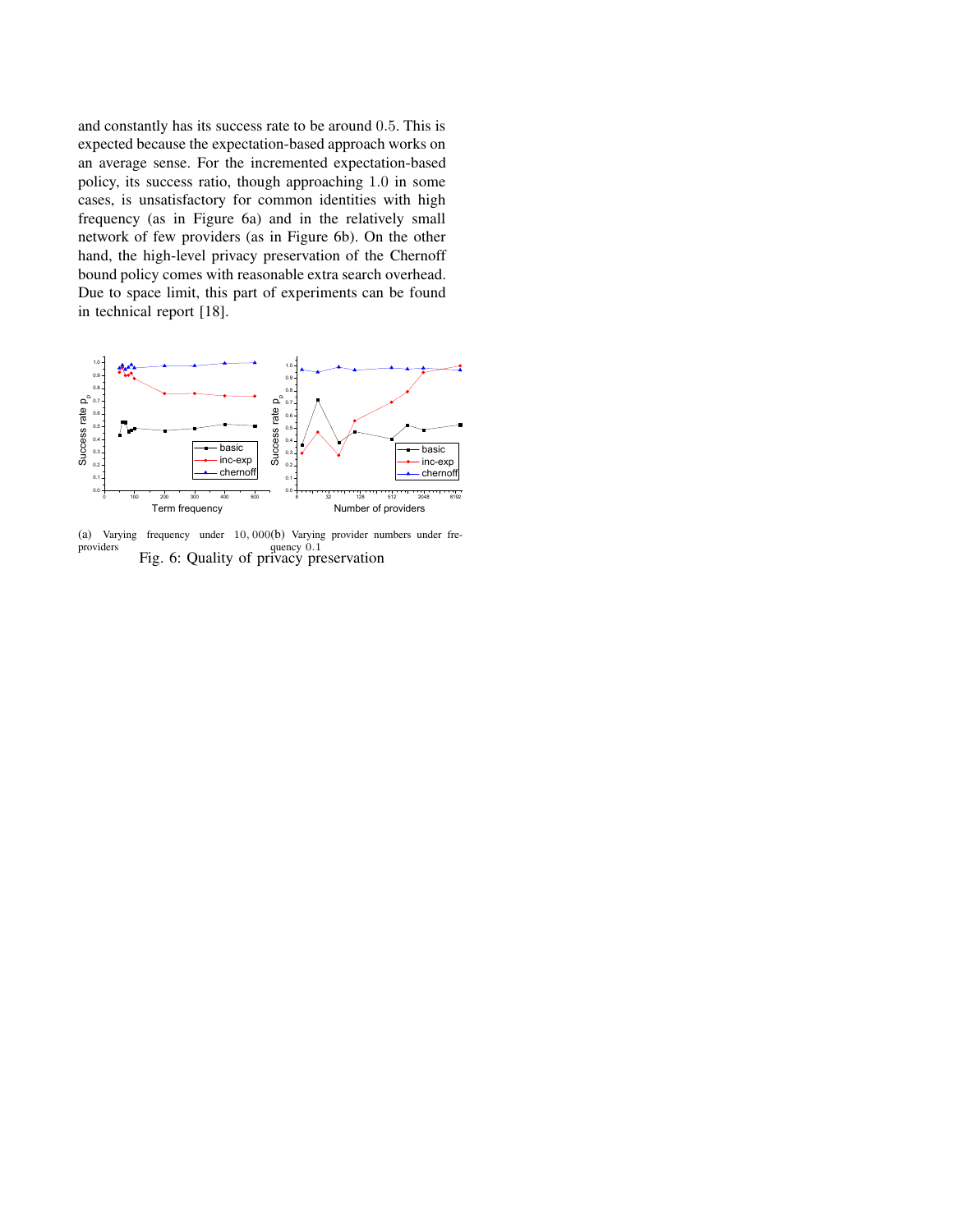and constantly has its success rate to be around 0.5. This is expected because the expectation-based approach works on an average sense. For the incremented expectation-based policy, its success ratio, though approaching 1.0 in some cases, is unsatisfactory for common identities with high frequency (as in Figure 6a) and in the relatively small network of few providers (as in Figure 6b). On the other hand, the high-level privacy preservation of the Chernoff bound policy comes with reasonable extra search overhead. Due to space limit, this part of experiments can be found in technical report [18].

Success rate $p_p$

1.0
0.9
0.8
0.7
0.6
0.5
0.4
0.3
0.2
0.1
0.0

0 100 200 300 400 500

Term frequency

basic
inc-exp
chernoff

(a) Varying frequency under 10,000 providers

Success rate $p_p$

1.0
0.9
0.8
0.7
0.6
0.5
0.4
0.3
0.2
0.1
0.0

8 32 128 512 2048 8192

Number of providers

basic
inc-exp
chernoff

(b) Varying provider numbers under frequency 0.1

Fig. 6: Quality of privacy preservation